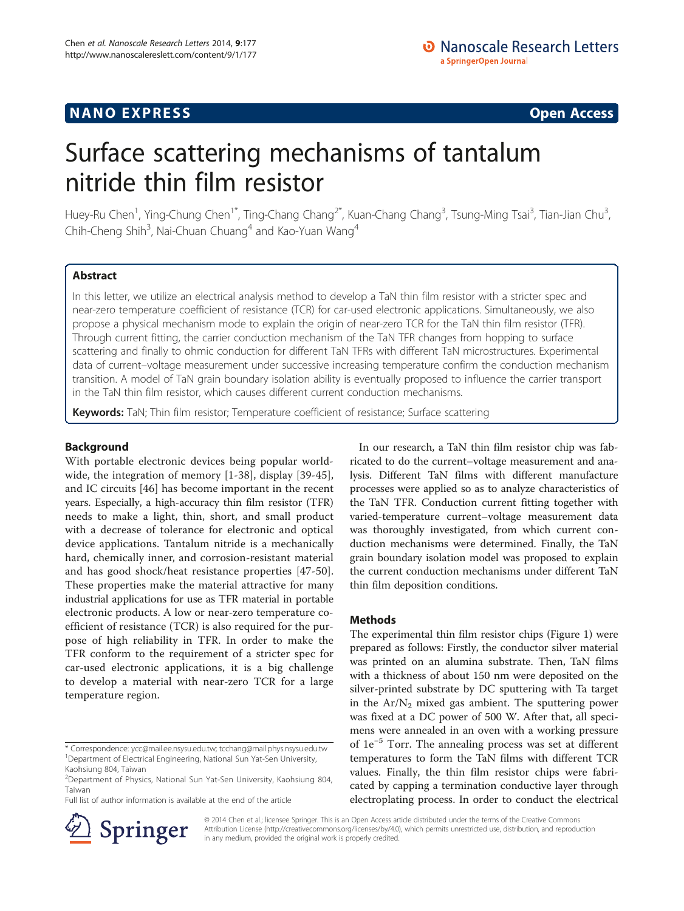NANO EXPRESS **Open Access**

# Surface scattering mechanisms of tantalum nitride thin film resistor

Huey-Ru Chen[1], Ying-Chung Chen[1*], Ting-Chang Chang[2*], Kuan-Chang Chang[3], Tsung-Ming Tsai[3], Tian-Jian Chu[3], Chih-Cheng Shih[3], Nai-Chuan Chuang[4] and Kao-Yuan Wang[4]

## Abstract

In this letter, we utilize an electrical analysis method to develop a TaN thin film resistor with a stricter spec and near-zero temperature coefficient of resistance (TCR) for car-used electronic applications. Simultaneously, we also propose a physical mechanism mode to explain the origin of near-zero TCR for the TaN thin film resistor (TFR). Through current fitting, the carrier conduction mechanism of the TaN TFR changes from hopping to surface scattering and finally to ohmic conduction for different TaN TFRs with different TaN microstructures. Experimental data of current–voltage measurement under successive increasing temperature confirm the conduction mechanism transition. A model of TaN grain boundary isolation ability is eventually proposed to influence the carrier transport in the TaN thin film resistor, which causes different current conduction mechanisms.

**Keywords:** TaN; Thin film resistor; Temperature coefficient of resistance; Surface scattering

## Background

With portable electronic devices being popular worldwide, the integration of memory [1-38], display [39-45], and IC circuits [46] has become important in the recent years. Especially, a high-accuracy thin film resistor (TFR) needs to make a light, thin, short, and small product with a decrease of tolerance for electronic and optical device applications. Tantalum nitride is a mechanically hard, chemically inner, and corrosion-resistant material and has good shock/heat resistance properties [47-50]. These properties make the material attractive for many industrial applications for use as TFR material in portable electronic products. A low or near-zero temperature coefficient of resistance (TCR) is also required for the purpose of high reliability in TFR. In order to make the TFR conform to the requirement of a stricter spec for car-used electronic applications, it is a big challenge to develop a material with near-zero TCR for a large temperature region.

In our research, a TaN thin film resistor chip was fabricated to do the current–voltage measurement and analysis. Different TaN films with different manufacture processes were applied so as to analyze characteristics of the TaN TFR. Conduction current fitting together with varied-temperature current–voltage measurement data was thoroughly investigated, from which current conduction mechanisms were determined. Finally, the TaN grain boundary isolation model was proposed to explain the current conduction mechanisms under different TaN thin film deposition conditions.

## Methods

The experimental thin film resistor chips (Figure 1) were prepared as follows: Firstly, the conductor silver material was printed on an alumina substrate. Then, TaN films with a thickness of about 150 nm were deposited on the silver-printed substrate by DC sputtering with Ta target in the $Ar/N_2$ mixed gas ambient. The sputtering power was fixed at a DC power of 500 W. After that, all specimens were annealed in an oven with a working pressure of $1e^{-5}$ Torr. The annealing process was set at different temperatures to form the TaN films with different TCR values. Finally, the thin film resistor chips were fabricated by capping a termination conductive layer through electroplating process. In order to conduct the electrical

\* Correspondence: ycc@mail.ee.nsysu.edu.tw; tcchang@mail.phys.nsysu.edu.tw
[1]Department of Electrical Engineering, National Sun Yat-Sen University, Kaohsiung 804, Taiwan
[2]Department of Physics, National Sun Yat-Sen University, Kaohsiung 804, Taiwan
Full list of author information is available at the end of the article

© 2014 Chen et al.; licensee Springer. This is an Open Access article distributed under the terms of the Creative Commons Attribution License (http://creativecommons.org/licenses/by/4.0), which permits unrestricted use, distribution, and reproduction in any medium, provided the original work is properly credited.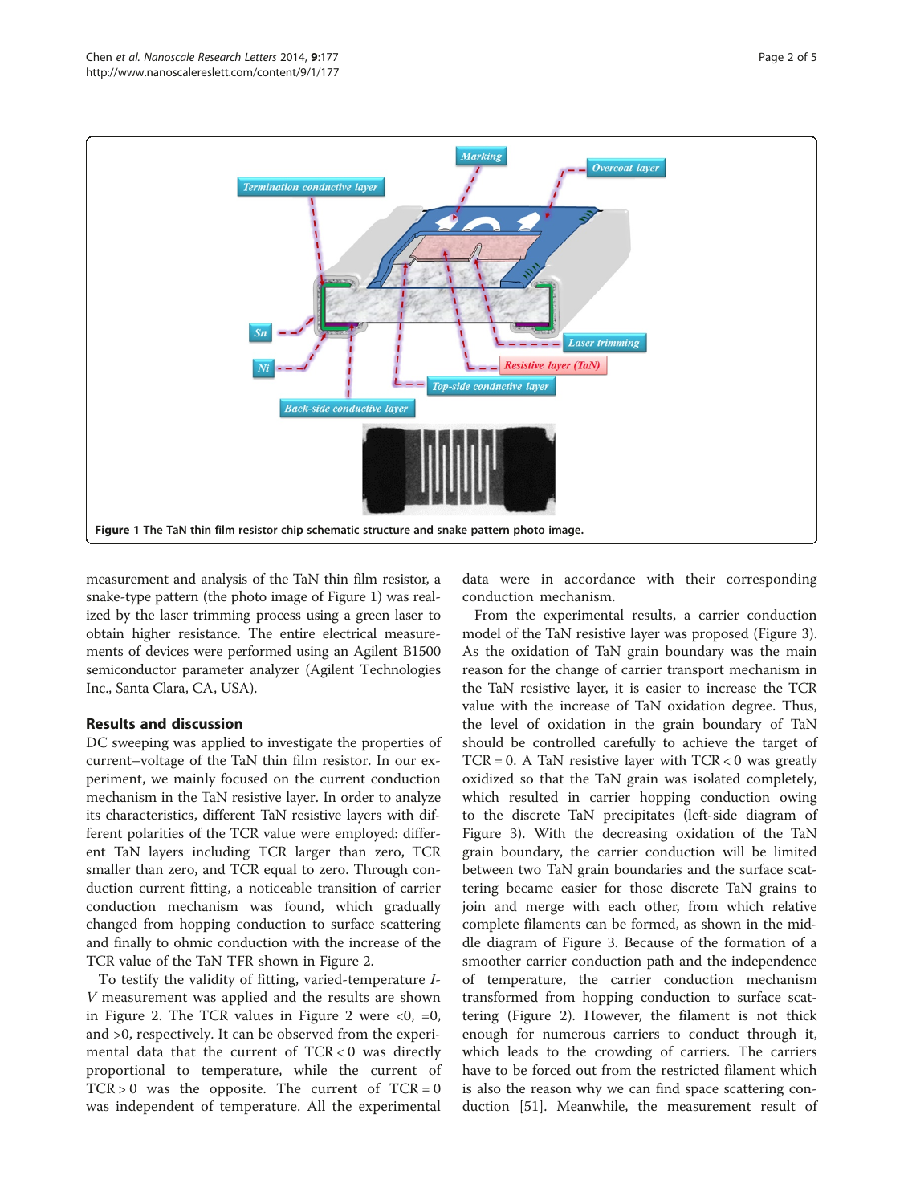Figure 1 The TaN thin film resistor chip schematic structure and snake pattern photo image.

measurement and analysis of the TaN thin film resistor, a snake-type pattern (the photo image of Figure 1) was realized by the laser trimming process using a green laser to obtain higher resistance. The entire electrical measurements of devices were performed using an Agilent B1500 semiconductor parameter analyzer (Agilent Technologies Inc., Santa Clara, CA, USA).

## Results and discussion

DC sweeping was applied to investigate the properties of current–voltage of the TaN thin film resistor. In our experiment, we mainly focused on the current conduction mechanism in the TaN resistive layer. In order to analyze its characteristics, different TaN resistive layers with different polarities of the TCR value were employed: different TaN layers including TCR larger than zero, TCR smaller than zero, and TCR equal to zero. Through conduction current fitting, a noticeable transition of carrier conduction mechanism was found, which gradually changed from hopping conduction to surface scattering and finally to ohmic conduction with the increase of the TCR value of the TaN TFR shown in Figure 2.

To testify the validity of fitting, varied-temperature *I-V* measurement was applied and the results are shown in Figure 2. The TCR values in Figure 2 were <0, =0, and >0, respectively. It can be observed from the experimental data that the current of TCR < 0 was directly proportional to temperature, while the current of TCR > 0 was the opposite. The current of TCR = 0 was independent of temperature. All the experimental data were in accordance with their corresponding conduction mechanism.

From the experimental results, a carrier conduction model of the TaN resistive layer was proposed (Figure 3). As the oxidation of TaN grain boundary was the main reason for the change of carrier transport mechanism in the TaN resistive layer, it is easier to increase the TCR value with the increase of TaN oxidation degree. Thus, the level of oxidation in the grain boundary of TaN should be controlled carefully to achieve the target of TCR = 0. A TaN resistive layer with TCR < 0 was greatly oxidized so that the TaN grain was isolated completely, which resulted in carrier hopping conduction owing to the discrete TaN precipitates (left-side diagram of Figure 3). With the decreasing oxidation of the TaN grain boundary, the carrier conduction will be limited between two TaN grain boundaries and the surface scattering became easier for those discrete TaN grains to join and merge with each other, from which relative complete filaments can be formed, as shown in the middle diagram of Figure 3. Because of the formation of a smoother carrier conduction path and the independence of temperature, the carrier conduction mechanism transformed from hopping conduction to surface scattering (Figure 2). However, the filament is not thick enough for numerous carriers to conduct through it, which leads to the crowding of carriers. The carriers have to be forced out from the restricted filament which is also the reason why we can find space scattering conduction [51]. Meanwhile, the measurement result of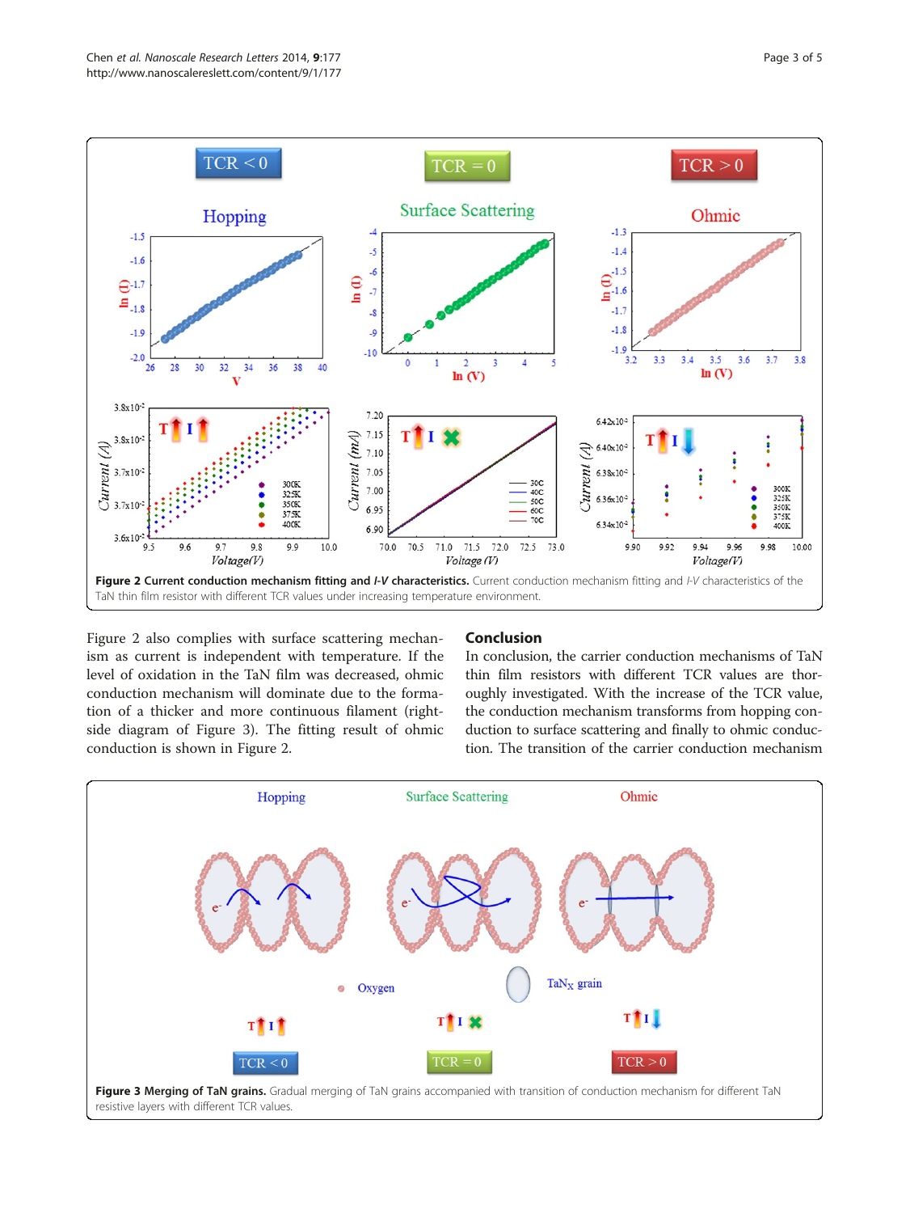**Figure 2 Current conduction mechanism fitting and *I-V* characteristics.** Current conduction mechanism fitting and *I-V* characteristics of the TaN thin film resistor with different TCR values under increasing temperature environment.

Figure 2 also complies with surface scattering mechanism as current is independent with temperature. If the level of oxidation in the TaN film was decreased, ohmic conduction mechanism will dominate due to the formation of a thicker and more continuous filament (right-side diagram of Figure 3). The fitting result of ohmic conduction is shown in Figure 2.

## Conclusion

In conclusion, the carrier conduction mechanisms of TaN thin film resistors with different TCR values are thoroughly investigated. With the increase of the TCR value, the conduction mechanism transforms from hopping conduction to surface scattering and finally to ohmic conduction. The transition of the carrier conduction mechanism

**Figure 3 Merging of TaN grains.** Gradual merging of TaN grains accompanied with transition of conduction mechanism for different TaN resistive layers with different TCR values.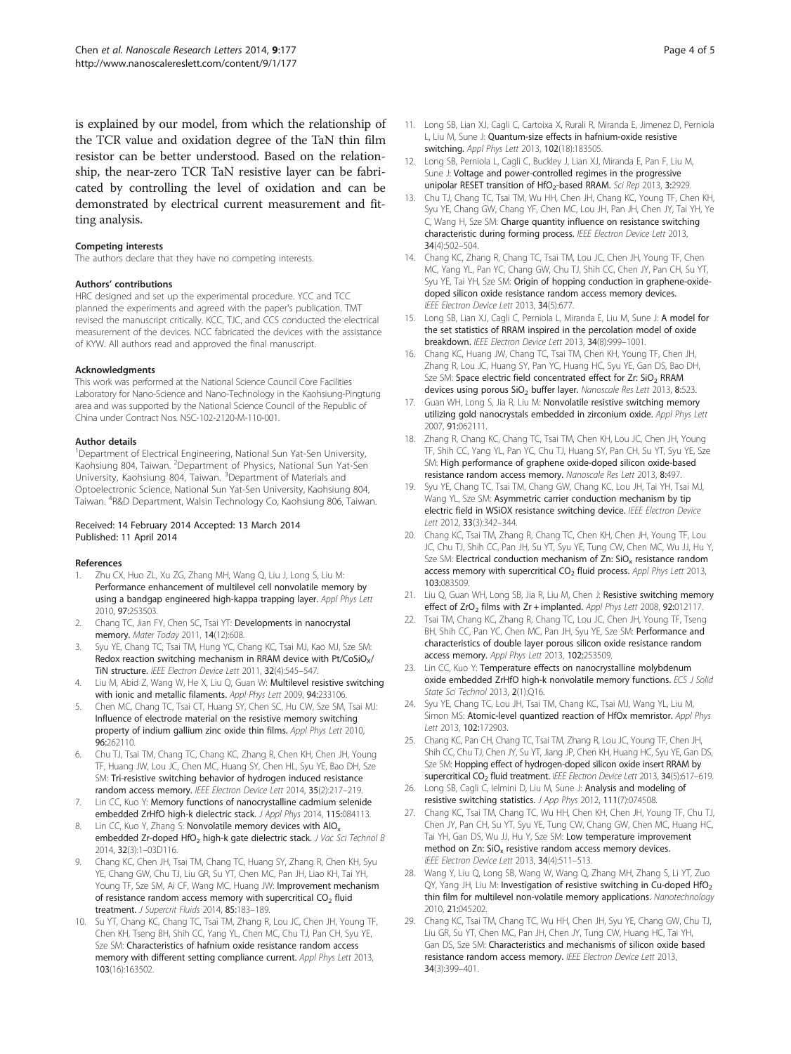is explained by our model, from which the relationship of the TCR value and oxidation degree of the TaN thin film resistor can be better understood. Based on the relationship, the near-zero TCR TaN resistive layer can be fabricated by controlling the level of oxidation and can be demonstrated by electrical current measurement and fitting analysis.

#### Competing interests

The authors declare that they have no competing interests.

#### Authors' contributions

HRC designed and set up the experimental procedure. YCC and TCC planned the experiments and agreed with the paper's publication. TMT revised the manuscript critically. KCC, TJC, and CCS conducted the electrical measurement of the devices. NCC fabricated the devices with the assistance of KYW. All authors read and approved the final manuscript.

#### Acknowledgments

This work was performed at the National Science Council Core Facilities Laboratory for Nano-Science and Nano-Technology in the Kaohsiung-Pingtung area and was supported by the National Science Council of the Republic of China under Contract Nos. NSC-102-2120-M-110-001.

#### Author details

[1]Department of Electrical Engineering, National Sun Yat-Sen University, Kaohsiung 804, Taiwan. [2]Department of Physics, National Sun Yat-Sen University, Kaohsiung 804, Taiwan. [3]Department of Materials and Optoelectronic Science, National Sun Yat-Sen University, Kaohsiung 804, Taiwan. [4]R&D Department, Walsin Technology Co, Kaohsiung 806, Taiwan.

Received: 14 February 2014 Accepted: 13 March 2014
Published: 11 April 2014

#### References

1. Zhu CX, Huo ZL, Xu ZG, Zhang MH, Wang Q, Liu J, Long S, Liu M: **Performance enhancement of multilevel cell nonvolatile memory by using a bandgap engineered high-kappa trapping layer.** *Appl Phys Lett* 2010, **97**:253503.
2. Chang TC, Jian FY, Chen SC, Tsai YT: **Developments in nanocrystal memory.** *Mater Today* 2011, **14**(12):608.
3. Syu YE, Chang TC, Tsai TM, Hung YC, Chang KC, Tsai MJ, Kao MJ, Sze SM: **Redox reaction switching mechanism in RRAM device with Pt/$CoSiO_X$/TiN structure.** *IEEE Electron Device Lett* 2011, **32**(4):545–547.
4. Liu M, Abid Z, Wang W, He X, Liu Q, Guan W: **Multilevel resistive switching with ionic and metallic filaments.** *Appl Phys Lett* 2009, **94**:233106.
5. Chen MC, Chang TC, Tsai CT, Huang SY, Chen SC, Hu CW, Sze SM, Tsai MJ: **Influence of electrode material on the resistive memory switching property of indium gallium zinc oxide thin films.** *Appl Phys Lett* 2010, **96**:262110.
6. Chu TJ, Tsai TM, Chang TC, Chang KC, Zhang R, Chen KH, Chen JH, Young TF, Huang JW, Lou JC, Chen MC, Huang SY, Chen HL, Syu YE, Bao DH, Sze SM: **Tri-resistive switching behavior of hydrogen induced resistance random access memory.** *IEEE Electron Device Lett* 2014, **35**(2):217–219.
7. Lin CC, Kuo Y: **Memory functions of nanocrystalline cadmium selenide embedded ZrHfO high-k dielectric stack.** *J Appl Phys* 2014, **115**:084113.
8. Lin CC, Kuo Y, Zhang S: **Nonvolatile memory devices with $AlO_x$ embedded Zr-doped $HfO_2$ high-k gate dielectric stack.** *J Vac Sci Technol B* 2014, **32**(3):1–03D116.
9. Chang KC, Chen JH, Tsai TM, Chang TC, Huang SY, Zhang R, Chen KH, Syu YE, Chang GW, Chu TJ, Liu GR, Su YT, Chen MC, Pan JH, Liao KH, Tai YH, Young TF, Sze SM, Ai CF, Wang MC, Huang JW: **Improvement mechanism of resistance random access memory with supercritical $CO_2$ fluid treatment.** *J Supercrit Fluids* 2014, **85**:183–189.
10. Su YT, Chang KC, Chang TC, Tsai TM, Zhang R, Lou JC, Chen JH, Young TF, Chen KH, Tseng BH, Shih CC, Yang YL, Chen MC, Chu TJ, Pan CH, Syu YE, Sze SM: **Characteristics of hafnium oxide resistance random access memory with different setting compliance current.** *Appl Phys Lett* 2013, **103**(16):163502.
11. Long SB, Lian XJ, Cagli C, Cartoixa X, Rurali R, Miranda E, Jimenez D, Perniola L, Liu M, Sune J: **Quantum-size effects in hafnium-oxide resistive switching.** *Appl Phys Lett* 2013, **102**(18):183505.
12. Long SB, Perniola L, Cagli C, Buckley J, Lian XJ, Miranda E, Pan F, Liu M, Sune J: **Voltage and power-controlled regimes in the progressive unipolar RESET transition of $HfO_2$-based RRAM.** *Sci Rep* 2013, **3**:2929.
13. Chu TJ, Chang TC, Tsai TM, Wu HH, Chen JH, Chang KC, Young TF, Chen KH, Syu YE, Chang GW, Chang YF, Chen MC, Lou JH, Pan JH, Chen JY, Tai YH, Ye C, Wang H, Sze SM: **Charge quantity influence on resistance switching characteristic during forming process.** *IEEE Electron Device Lett* 2013, **34**(4):502–504.
14. Chang KC, Zhang R, Chang TC, Tsai TM, Lou JC, Chen JH, Young TF, Chen MC, Yang YL, Pan YC, Chang GW, Chu TJ, Shih CC, Chen JY, Pan CH, Su YT, Syu YE, Tai YH, Sze SM: **Origin of hopping conduction in graphene-oxide-doped silicon oxide resistance random access memory devices.** *IEEE Electron Device Lett* 2013, **34**(5):677.
15. Long SB, Lian XJ, Cagli C, Perniola L, Miranda E, Liu M, Sune J: **A model for the set statistics of RRAM inspired in the percolation model of oxide breakdown.** *IEEE Electron Device Lett* 2013, **34**(8):999–1001.
16. Chang KC, Huang JW, Chang TC, Tsai TM, Chen KH, Young TF, Chen JH, Zhang R, Lou JC, Huang SY, Pan YC, Huang HC, Syu YE, Gan DS, Bao DH, Sze SM: **Space electric field concentrated effect for Zr: $SiO_2$ RRAM devices using porous $SiO_2$ buffer layer.** *Nanoscale Res Lett* 2013, **8**:523.
17. Guan WH, Long S, Jia R, Liu M: **Nonvolatile resistive switching memory utilizing gold nanocrystals embedded in zirconium oxide.** *Appl Phys Lett* 2007, **91**:062111.
18. Zhang R, Chang KC, Chang TC, Tsai TM, Chen KH, Lou JC, Chen JH, Young TF, Shih CC, Yang YL, Pan YC, Chu TJ, Huang SY, Pan CH, Su YT, Syu YE, Sze SM: **High performance of graphene oxide-doped silicon oxide-based resistance random access memory.** *Nanoscale Res Lett* 2013, **8**:497.
19. Syu YE, Chang TC, Tsai TM, Chang GW, Chang KC, Lou JH, Tai YH, Tsai MJ, Wang YL, Sze SM: **Asymmetric carrier conduction mechanism by tip electric field in WSiOX resistance switching device.** *IEEE Electron Device Lett* 2012, **33**(3):342–344.
20. Chang KC, Tsai TM, Zhang R, Chang TC, Chen KH, Chen JH, Young TF, Lou JC, Chu TJ, Shih CC, Pan JH, Su YT, Syu YE, Tung CW, Chen MC, Wu JJ, Hu Y, Sze SM: **Electrical conduction mechanism of Zn: $SiO_x$ resistance random access memory with supercritical $CO_2$ fluid process.** *Appl Phys Lett* 2013, **103**:083509.
21. Liu Q, Guan WH, Long SB, Jia R, Liu M, Chen J: **Resistive switching memory effect of $ZrO_2$ films with Zr + implanted.** *Appl Phys Lett* 2008, **92**:012117.
22. Tsai TM, Chang KC, Zhang R, Chang TC, Lou JC, Chen JH, Young TF, Tseng BH, Shih CC, Pan YC, Chen MC, Pan JH, Syu YE, Sze SM: **Performance and characteristics of double layer porous silicon oxide resistance random access memory.** *Appl Phys Lett* 2013, **102**:253509.
23. Lin CC, Kuo Y: **Temperature effects on nanocrystalline molybdenum oxide embedded ZrHfO high-k nonvolatile memory functions.** *ECS J Solid State Sci Technol* 2013, **2**(1):Q16.
24. Syu YE, Chang TC, Lou JH, Tsai TM, Chang KC, Tsai MJ, Wang YL, Liu M, Simon MS: **Atomic-level quantized reaction of HfOx memristor.** *Appl Phys Lett* 2013, **102**:172903.
25. Chang KC, Pan CH, Chang TC, Tsai TM, Zhang R, Lou JC, Young TF, Chen JH, Shih CC, Chu TJ, Chen JY, Su YT, Jiang JP, Chen KH, Huang HC, Syu YE, Gan DS, Sze SM: **Hopping effect of hydrogen-doped silicon oxide insert RRAM by supercritical $CO_2$ fluid treatment.** *IEEE Electron Device Lett* 2013, **34**(5):617–619.
26. Long SB, Cagli C, Ielmini D, Liu M, Sune J: **Analysis and modeling of resistive switching statistics.** *J App Phys* 2012, **111**(7):074508.
27. Chang KC, Tsai TM, Chang TC, Wu HH, Chen KH, Chen JH, Young TF, Chu TJ, Chen JY, Pan CH, Su YT, Syu YE, Tung CW, Chang GW, Chen MC, Huang HC, Tai YH, Gan DS, Wu JJ, Hu Y, Sze SM: **Low temperature improvement method on Zn: $SiO_x$ resistive random access memory devices.** *IEEE Electron Device Lett* 2013, **34**(4):511–513.
28. Wang Y, Liu Q, Long SB, Wang W, Wang Q, Zhang MH, Zhang S, Li YT, Zuo QY, Yang JH, Liu M: **Investigation of resistive switching in Cu-doped $HfO_2$ thin film for multilevel non-volatile memory applications.** *Nanotechnology* 2010, **21**:045202.
29. Chang KC, Tsai TM, Chang TC, Wu HH, Chen JH, Syu YE, Chang GW, Chu TJ, Liu GR, Su YT, Chen MC, Pan JH, Chen JY, Tung CW, Huang HC, Tai YH, Gan DS, Sze SM: **Characteristics and mechanisms of silicon oxide based resistance random access memory.** *IEEE Electron Device Lett* 2013, **34**(3):399–401.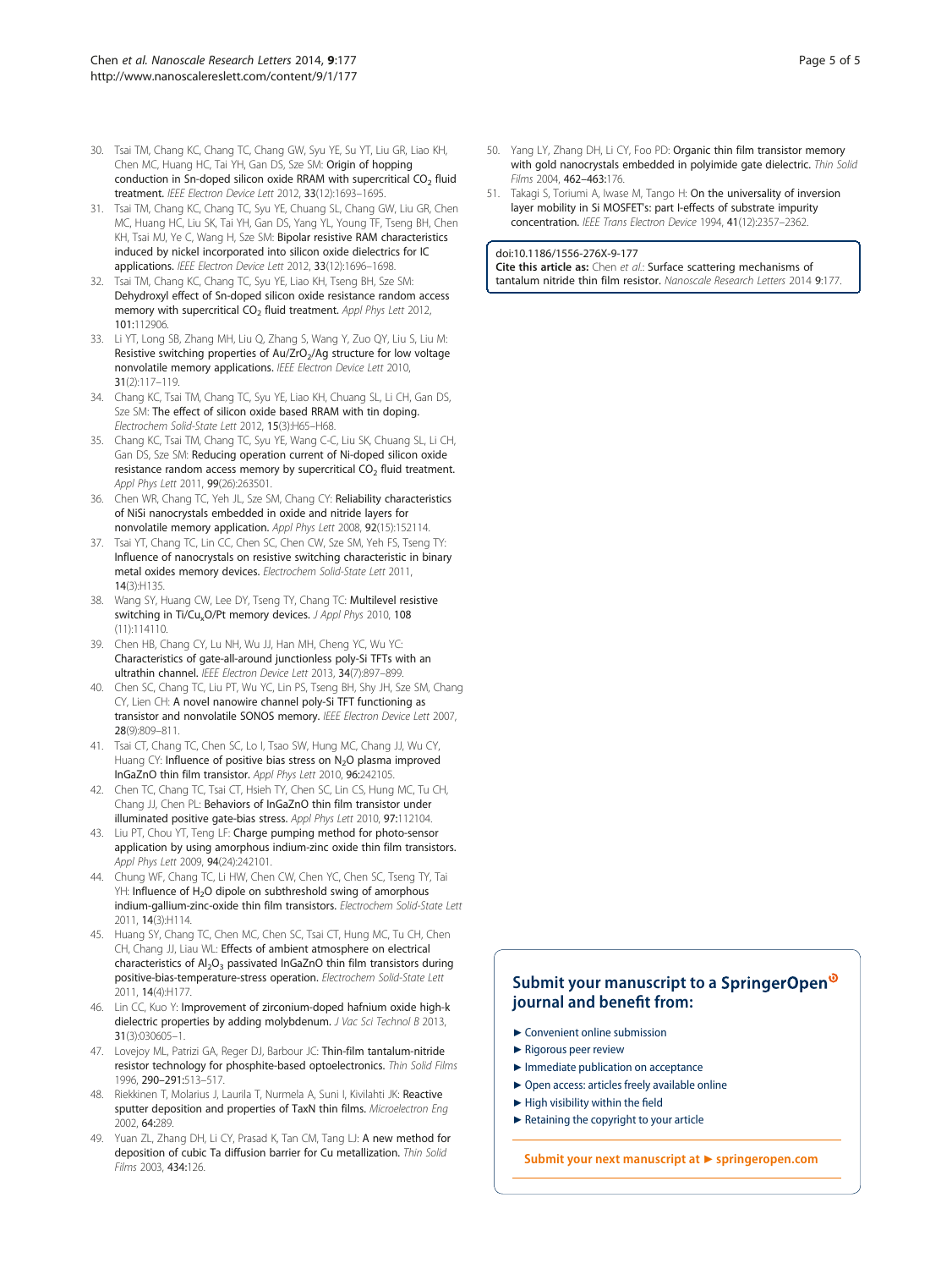30. Tsai TM, Chang KC, Chang TC, Chang GW, Syu YE, Su YT, Liu GR, Liao KH, Chen MC, Huang HC, Tai YH, Gan DS, Sze SM: Origin of hopping conduction in Sn-doped silicon oxide RRAM with supercritical $CO_2$ fluid treatment. *IEEE Electron Device Lett* 2012, **33**(12):1693–1695.
31. Tsai TM, Chang KC, Chang TC, Syu YE, Chuang SL, Chang GW, Liu GR, Chen MC, Huang HC, Liu SK, Tai YH, Gan DS, Yang YL, Young TF, Tseng BH, Chen KH, Tsai MJ, Ye C, Wang H, Sze SM: Bipolar resistive RAM characteristics induced by nickel incorporated into silicon oxide dielectrics for IC applications. *IEEE Electron Device Lett* 2012, **33**(12):1696–1698.
32. Tsai TM, Chang KC, Chang TC, Syu YE, Liao KH, Tseng BH, Sze SM: Dehydroxyl effect of Sn-doped silicon oxide resistance random access memory with supercritical $CO_2$ fluid treatment. *Appl Phys Lett* 2012, **101:**112906.
33. Li YT, Long SB, Zhang MH, Liu Q, Zhang S, Wang Y, Zuo QY, Liu S, Liu M: Resistive switching properties of Au/$ZrO_2$/Ag structure for low voltage nonvolatile memory applications. *IEEE Electron Device Lett* 2010, **31**(2):117–119.
34. Chang KC, Tsai TM, Chang TC, Syu YE, Liao KH, Chuang SL, Li CH, Gan DS, Sze SM: The effect of silicon oxide based RRAM with tin doping. *Electrochem Solid-State Lett* 2012, **15**(3):H65–H68.
35. Chang KC, Tsai TM, Chang TC, Syu YE, Wang C-C, Liu SK, Chuang SL, Li CH, Gan DS, Sze SM: Reducing operation current of Ni-doped silicon oxide resistance random access memory by supercritical $CO_2$ fluid treatment. *Appl Phys Lett* 2011, **99**(26):263501.
36. Chen WR, Chang TC, Yeh JL, Sze SM, Chang CY: Reliability characteristics of NiSi nanocrystals embedded in oxide and nitride layers for nonvolatile memory application. *Appl Phys Lett* 2008, **92**(15):152114.
37. Tsai YT, Chang TC, Lin CC, Chen SC, Chen CW, Sze SM, Yeh FS, Tseng TY: Influence of nanocrystals on resistive switching characteristic in binary metal oxides memory devices. *Electrochem Solid-State Lett* 2011, **14**(3):H135.
38. Wang SY, Huang CW, Lee DY, Tseng TY, Chang TC: Multilevel resistive switching in Ti/$Cu_xO$/Pt memory devices. *J Appl Phys* 2010, **108** (11):114110.
39. Chen HB, Chang CY, Lu NH, Wu JJ, Han MH, Cheng YC, Wu YC: Characteristics of gate-all-around junctionless poly-Si TFTs with an ultrathin channel. *IEEE Electron Device Lett* 2013, **34**(7):897–899.
40. Chen SC, Chang TC, Liu PT, Wu YC, Lin PS, Tseng BH, Shy JH, Sze SM, Chang CY, Lien CH: A novel nanowire channel poly-Si TFT functioning as transistor and nonvolatile SONOS memory. *IEEE Electron Device Lett* 2007, **28**(9):809–811.
41. Tsai CT, Chang TC, Chen SC, Lo I, Tsao SW, Hung MC, Chang JJ, Wu CY, Huang CY: Influence of positive bias stress on $N_2O$ plasma improved InGaZnO thin film transistor. *Appl Phys Lett* 2010, **96:**242105.
42. Chen TC, Chang TC, Tsai CT, Hsieh TY, Chen SC, Lin CS, Hung MC, Tu CH, Chang JJ, Chen PL: Behaviors of InGaZnO thin film transistor under illuminated positive gate-bias stress. *Appl Phys Lett* 2010, **97:**112104.
43. Liu PT, Chou YT, Teng LF: Charge pumping method for photo-sensor application by using amorphous indium-zinc oxide thin film transistors. *Appl Phys Lett* 2009, **94**(24):242101.
44. Chung WF, Chang TC, Li HW, Chen CW, Chen YC, Chen SC, Tseng TY, Tai YH: Influence of $H_2O$ dipole on subthreshold swing of amorphous indium-gallium-zinc-oxide thin film transistors. *Electrochem Solid-State Lett* 2011, **14**(3):H114.
45. Huang SY, Chang TC, Chen MC, Chen SC, Tsai CT, Hung MC, Tu CH, Chen CH, Chang JJ, Liau WL: Effects of ambient atmosphere on electrical characteristics of $Al_2O_3$ passivated InGaZnO thin film transistors during positive-bias-temperature-stress operation. *Electrochem Solid-State Lett* 2011, **14**(4):H177.
46. Lin CC, Kuo Y: Improvement of zirconium-doped hafnium oxide high-k dielectric properties by adding molybdenum. *J Vac Sci Technol B* 2013, **31**(3):030605–1.
47. Lovejoy ML, Patrizi GA, Reger DJ, Barbour JC: Thin-film tantalum-nitride resistor technology for phosphite-based optoelectronics. *Thin Solid Films* 1996, **290–291:**513–517.
48. Riekkinen T, Molarius J, Laurila T, Nurmela A, Suni I, Kivilahti JK: Reactive sputter deposition and properties of $Ta_xN$ thin films. *Microelectron Eng* 2002, **64:**289.
49. Yuan ZL, Zhang DH, Li CY, Prasad K, Tan CM, Tang LJ: A new method for deposition of cubic Ta diffusion barrier for Cu metallization. *Thin Solid Films* 2003, **434:**126.
50. Yang LY, Zhang DH, Li CY, Foo PD: Organic thin film transistor memory with gold nanocrystals embedded in polyimide gate dielectric. *Thin Solid Films* 2004, **462–463:**176.
51. Takagi S, Toriumi A, Iwase M, Tango H: On the universality of inversion layer mobility in Si MOSFET's: part I-effects of substrate impurity concentration. *IEEE Trans Electron Device* 1994, **41**(12):2357–2362.

doi:10.1186/1556-276X-9-177
**Cite this article as:** Chen *et al.*: Surface scattering mechanisms of tantalum nitride thin film resistor. *Nanoscale Research Letters* 2014 **9**:177.

**Submit your manuscript to a SpringerOpen journal and benefit from:**

- ► Convenient online submission
- ► Rigorous peer review
- ► Immediate publication on acceptance
- ► Open access: articles freely available online
- ► High visibility within the field
- ► Retaining the copyright to your article

**Submit your next manuscript at ► springeropen.com**